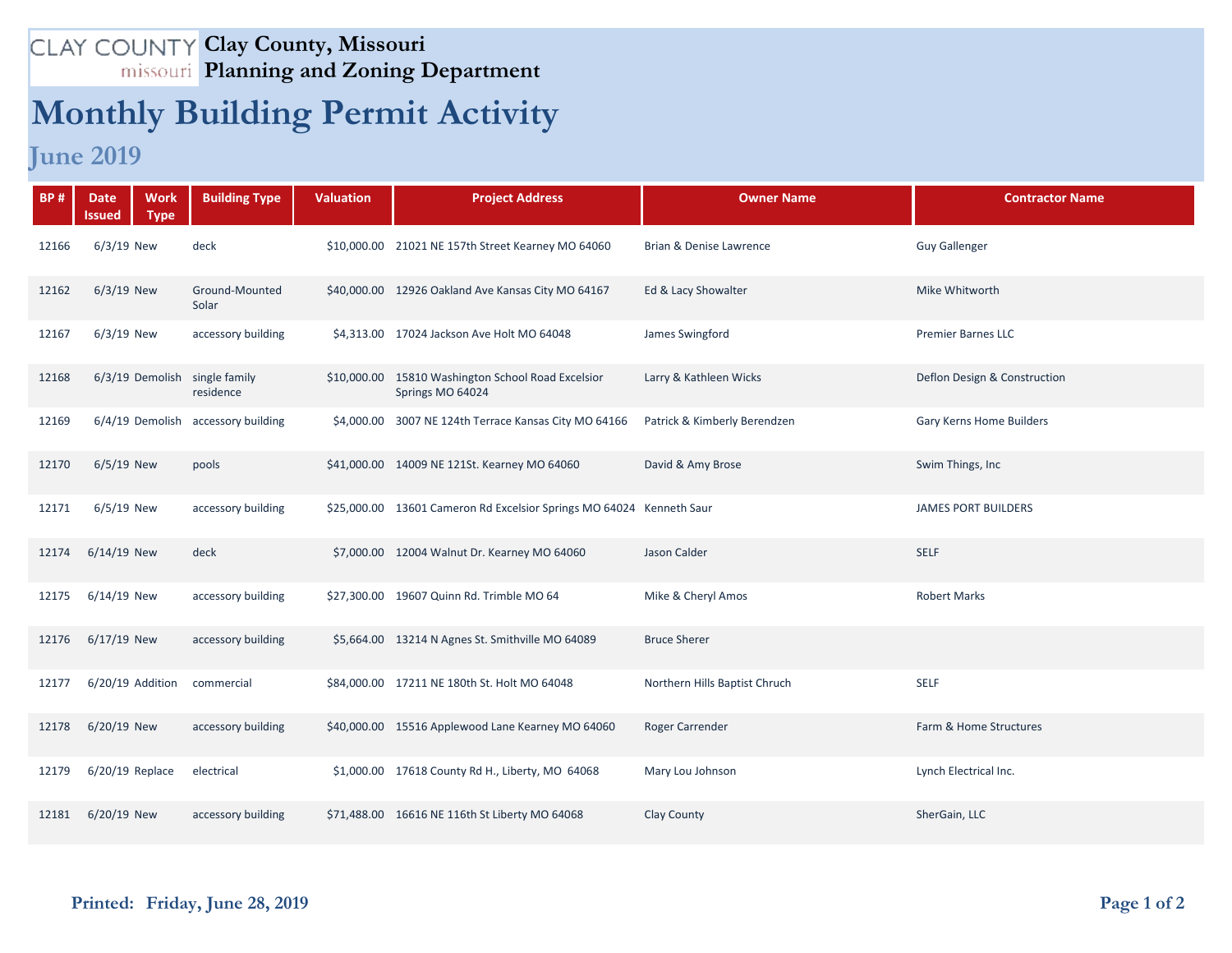CLAY COUNTY missouri

# Clay County, Missouri
## Planning and Zoning Department

# Monthly Building Permit Activity

## June 2019

| BP # | Date Issued | Work Type | Building Type | Valuation | Project Address | Owner Name | Contractor Name |
|---|---|---|---|---|---|---|---|
| 12166 | 6/3/19 | New | deck | $10,000.00 | 21021 NE 157th Street Kearney MO 64060 | Brian & Denise Lawrence | Guy Gallenger |
| 12162 | 6/3/19 | New | Ground-Mounted Solar | $40,000.00 | 12926 Oakland Ave Kansas City MO 64167 | Ed & Lacy Showalter | Mike Whitworth |
| 12167 | 6/3/19 | New | accessory building | $4,313.00 | 17024 Jackson Ave Holt MO 64048 | James Swingford | Premier Barnes LLC |
| 12168 | 6/3/19 | Demolish | single family residence | $10,000.00 | 15810 Washington School Road Excelsior Springs MO 64024 | Larry & Kathleen Wicks | Deflon Design & Construction |
| 12169 | 6/4/19 | Demolish | accessory building | $4,000.00 | 3007 NE 124th Terrace Kansas City MO 64166 | Patrick & Kimberly Berendzen | Gary Kerns Home Builders |
| 12170 | 6/5/19 | New | pools | $41,000.00 | 14009 NE 121St. Kearney MO 64060 | David & Amy Brose | Swim Things, Inc |
| 12171 | 6/5/19 | New | accessory building | $25,000.00 | 13601 Cameron Rd Excelsior Springs MO 64024 | Kenneth Saur | JAMES PORT BUILDERS |
| 12174 | 6/14/19 | New | deck | $7,000.00 | 12004 Walnut Dr. Kearney MO 64060 | Jason Calder | SELF |
| 12175 | 6/14/19 | New | accessory building | $27,300.00 | 19607 Quinn Rd. Trimble MO 64 | Mike & Cheryl Amos | Robert Marks |
| 12176 | 6/17/19 | New | accessory building | $5,664.00 | 13214 N Agnes St. Smithville MO 64089 | Bruce Sherer | |
| 12177 | 6/20/19 | Addition | commercial | $84,000.00 | 17211 NE 180th St. Holt MO 64048 | Northern Hills Baptist Chruch | SELF |
| 12178 | 6/20/19 | New | accessory building | $40,000.00 | 15516 Applewood Lane Kearney MO 64060 | Roger Carrender | Farm & Home Structures |
| 12179 | 6/20/19 | Replace | electrical | $1,000.00 | 17618 County Rd H., Liberty, MO 64068 | Mary Lou Johnson | Lynch Electrical Inc. |
| 12181 | 6/20/19 | New | accessory building | $71,488.00 | 16616 NE 116th St Liberty MO 64068 | Clay County | SherGain, LLC |

**Printed: Friday, June 28, 2019**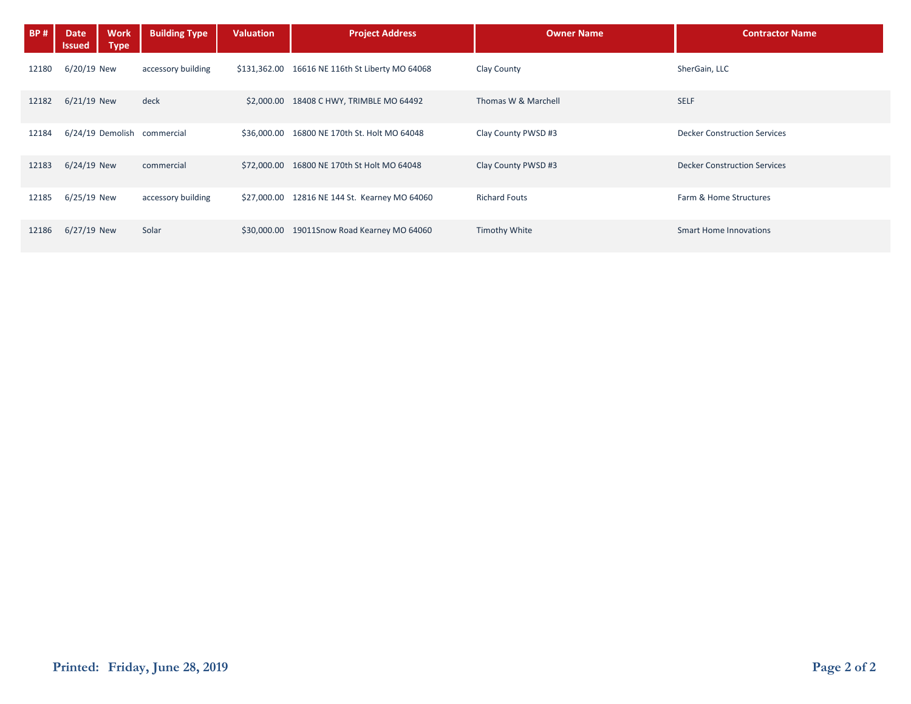| BP # | Date Issued | Work Type | Building Type | Valuation | Project Address | Owner Name | Contractor Name |
|---|---|---|---|---|---|---|---|
| 12180 | 6/20/19 | New | accessory building | $131,362.00 | 16616 NE 116th St Liberty MO 64068 | Clay County | SherGain, LLC |
| 12182 | 6/21/19 | New | deck | $2,000.00 | 18408 C HWY, TRIMBLE MO 64492 | Thomas W & Marchell | SELF |
| 12184 | 6/24/19 | Demolish | commercial | $36,000.00 | 16800 NE 170th St. Holt MO 64048 | Clay County PWSD #3 | Decker Construction Services |
| 12183 | 6/24/19 | New | commercial | $72,000.00 | 16800 NE 170th St Holt MO 64048 | Clay County PWSD #3 | Decker Construction Services |
| 12185 | 6/25/19 | New | accessory building | $27,000.00 | 12816 NE 144 St.  Kearney MO 64060 | Richard Fouts | Farm & Home Structures |
| 12186 | 6/27/19 | New | Solar | $30,000.00 | 19011Snow Road Kearney MO 64060 | Timothy White | Smart Home Innovations |

**Printed: Friday, June 28, 2019**